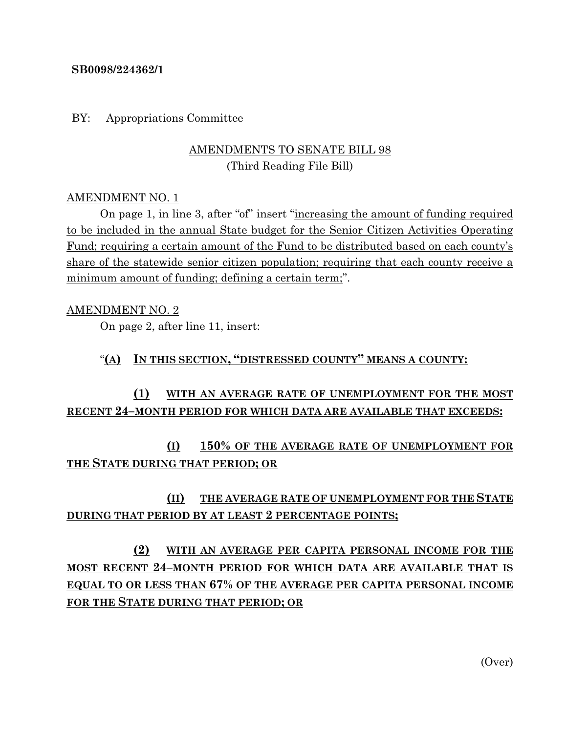**SB0098/224362/1**

BY: Appropriations Committee

AMENDMENTS TO SENATE BILL 98
(Third Reading File Bill)

AMENDMENT NO. 1

On page 1, in line 3, after "of" insert "increasing the amount of funding required to be included in the annual State budget for the Senior Citizen Activities Operating Fund; requiring a certain amount of the Fund to be distributed based on each county's share of the statewide senior citizen population; requiring that each county receive a minimum amount of funding; defining a certain term;".

AMENDMENT NO. 2

On page 2, after line 11, insert:

"**(A) IN THIS SECTION, "DISTRESSED COUNTY" MEANS A COUNTY:**

**(1) WITH AN AVERAGE RATE OF UNEMPLOYMENT FOR THE MOST RECENT 24–MONTH PERIOD FOR WHICH DATA ARE AVAILABLE THAT EXCEEDS:**

**(I) 150% OF THE AVERAGE RATE OF UNEMPLOYMENT FOR THE STATE DURING THAT PERIOD; OR**

**(II) THE AVERAGE RATE OF UNEMPLOYMENT FOR THE STATE DURING THAT PERIOD BY AT LEAST 2 PERCENTAGE POINTS;**

**(2) WITH AN AVERAGE PER CAPITA PERSONAL INCOME FOR THE MOST RECENT 24–MONTH PERIOD FOR WHICH DATA ARE AVAILABLE THAT IS EQUAL TO OR LESS THAN 67% OF THE AVERAGE PER CAPITA PERSONAL INCOME FOR THE STATE DURING THAT PERIOD; OR**

(Over)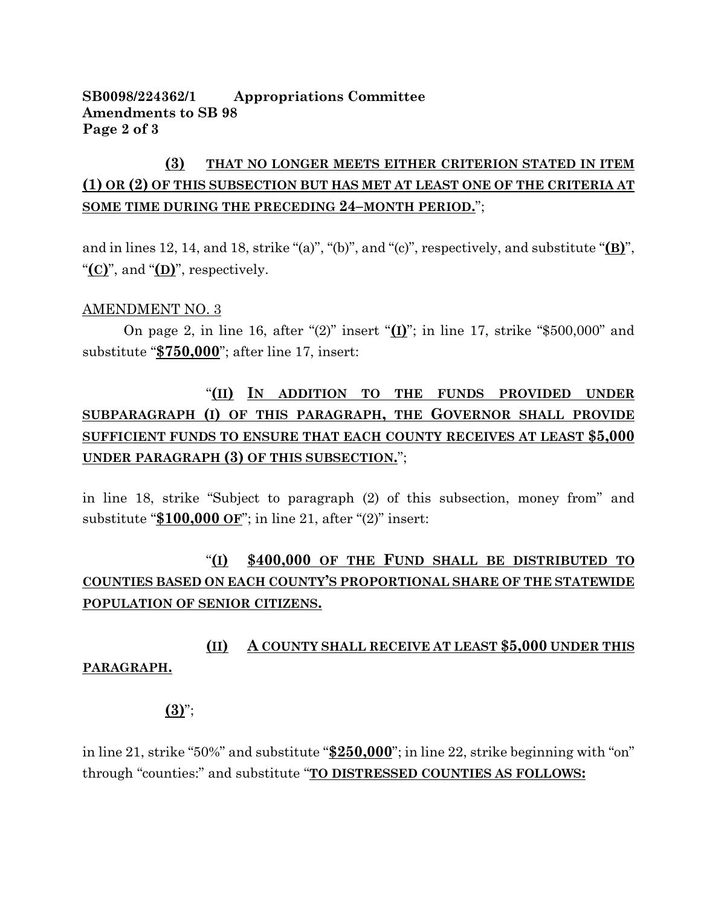**(3)** **THAT NO LONGER MEETS EITHER CRITERION STATED IN ITEM (1) OR (2) OF THIS SUBSECTION BUT HAS MET AT LEAST ONE OF THE CRITERIA AT SOME TIME DURING THE PRECEDING 24–MONTH PERIOD.**";

and in lines 12, 14, and 18, strike "(a)", "(b)", and "(c)", respectively, and substitute "**(B)**", "**(C)**", and "**(D)**", respectively.

AMENDMENT NO. 3

On page 2, in line 16, after "(2)" insert "**(I)**"; in line 17, strike "$500,000" and substitute "**$750,000**"; after line 17, insert:

"**(II)** **IN ADDITION TO THE FUNDS PROVIDED UNDER SUBPARAGRAPH (I) OF THIS PARAGRAPH, THE GOVERNOR SHALL PROVIDE SUFFICIENT FUNDS TO ENSURE THAT EACH COUNTY RECEIVES AT LEAST $5,000 UNDER PARAGRAPH (3) OF THIS SUBSECTION.**";

in line 18, strike "Subject to paragraph (2) of this subsection, money from" and substitute "**$100,000 OF**"; in line 21, after "(2)" insert:

"**(I)** **$400,000 OF THE FUND SHALL BE DISTRIBUTED TO COUNTIES BASED ON EACH COUNTY'S PROPORTIONAL SHARE OF THE STATEWIDE POPULATION OF SENIOR CITIZENS.**

**(II)** **A COUNTY SHALL RECEIVE AT LEAST $5,000 UNDER THIS PARAGRAPH.**

**(3)**";

in line 21, strike "50%" and substitute "**$250,000**"; in line 22, strike beginning with "on" through "counties:" and substitute "**TO DISTRESSED COUNTIES AS FOLLOWS:**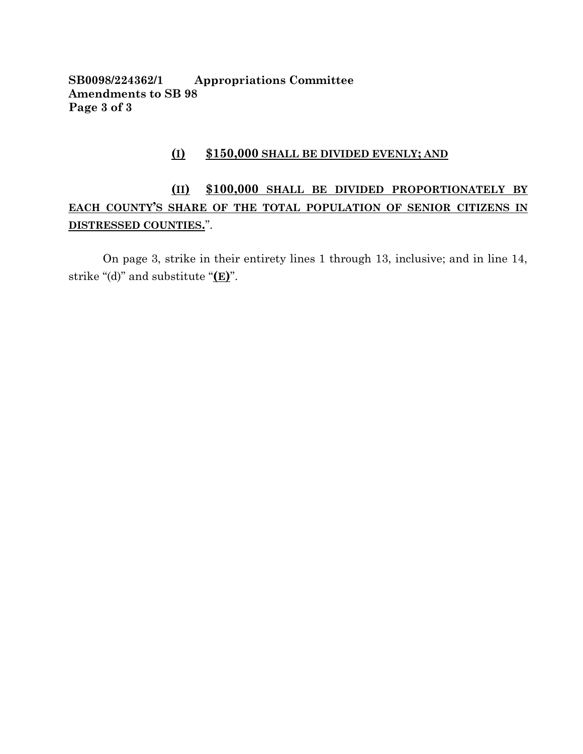**(I)** **$150,000 SHALL BE DIVIDED EVENLY; AND**

**(II)** **$100,000 SHALL BE DIVIDED PROPORTIONATELY BY EACH COUNTY'S SHARE OF THE TOTAL POPULATION OF SENIOR CITIZENS IN DISTRESSED COUNTIES.**".

On page 3, strike in their entirety lines 1 through 13, inclusive; and in line 14, strike "(d)" and substitute "**(E)**".